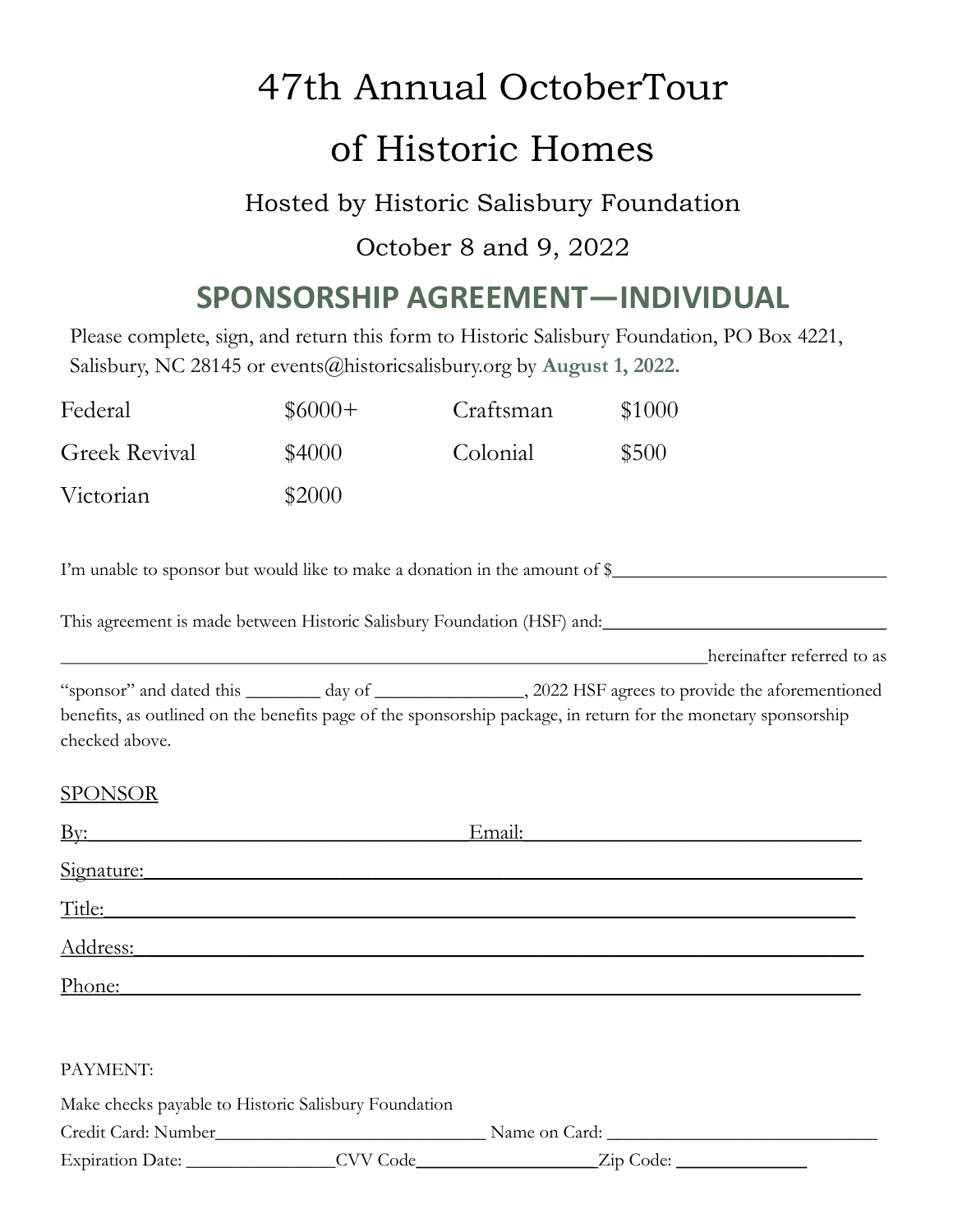# 47th Annual OctoberTour of Historic Homes

Hosted by Historic Salisbury Foundation

October 8 and 9, 2022

## SPONSORSHIP AGREEMENT—INDIVIDUAL

Please complete, sign, and return this form to Historic Salisbury Foundation, PO Box 4221, Salisbury, NC 28145 or events@historicsalisbury.org by **August 1, 2022.**

| | | | |
|---|---|---|---|
| Federal | $6000+ | Craftsman | $1000 |
| Greek Revival | $4000 | Colonial | $500 |
| Victorian | $2000 | | |

I'm unable to sponsor but would like to make a donation in the amount of $______________________________

This agreement is made between Historic Salisbury Foundation (HSF) and:______________________________

__________________________________________________________________________hereinafter referred to as "sponsor" and dated this ________ day of ________________, 2022 HSF agrees to provide the aforementioned benefits, as outlined on the benefits page of the sponsorship package, in return for the monetary sponsorship checked above.

SPONSOR

By:________________________________________Email:__________________________________

Signature:__________________________________________________________________________

Title:______________________________________________________________________________

Address:___________________________________________________________________________

Phone:_____________________________________________________________________________

PAYMENT:

Make checks payable to Historic Salisbury Foundation

Credit Card: Number______________________________ Name on Card: ______________________________

Expiration Date: ________________CVV Code____________________Zip Code: ______________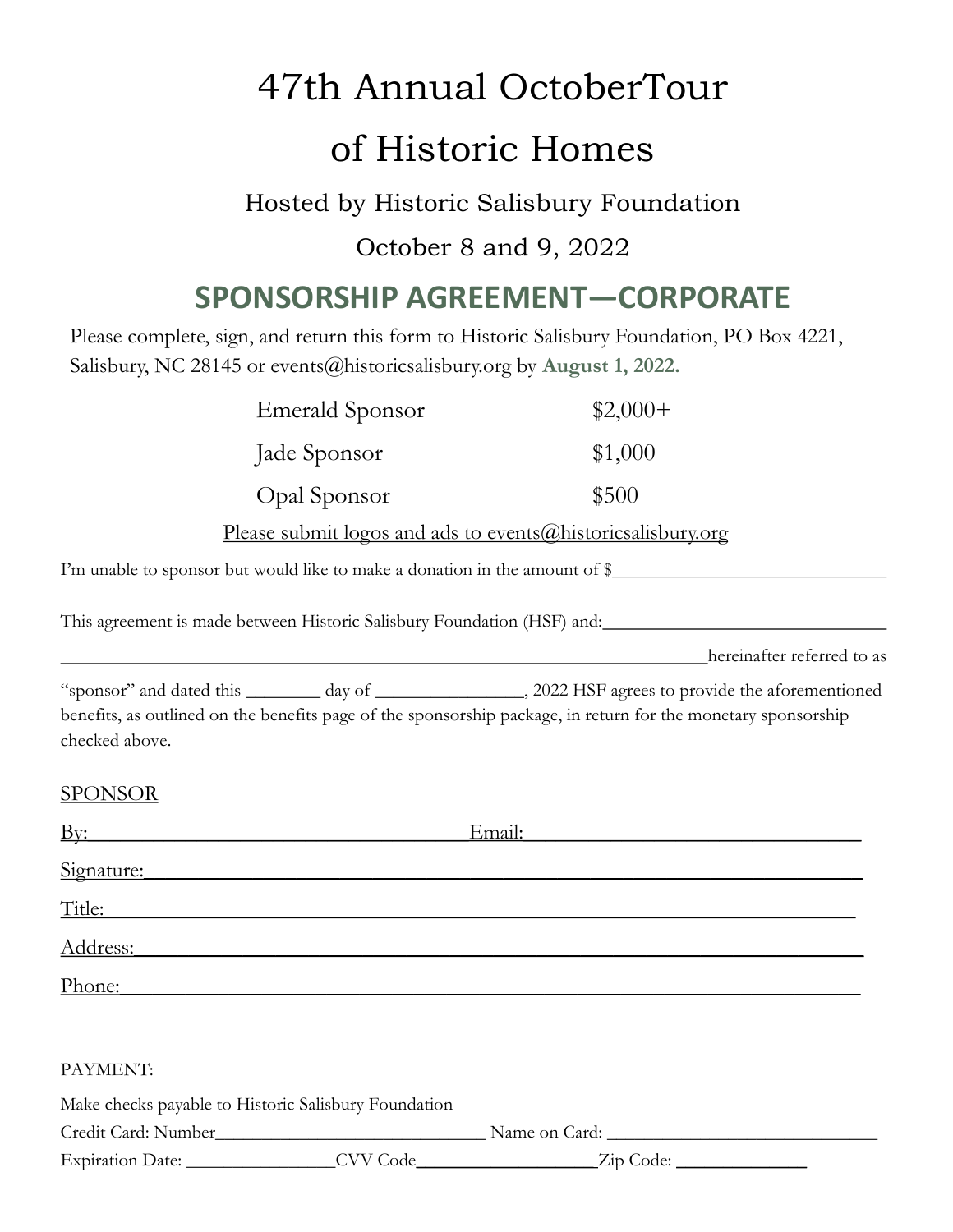# 47th Annual OctoberTour of Historic Homes

Hosted by Historic Salisbury Foundation

October 8 and 9, 2022

## SPONSORSHIP AGREEMENT—CORPORATE

Please complete, sign, and return this form to Historic Salisbury Foundation, PO Box 4221, Salisbury, NC 28145 or events@historicsalisbury.org by **August 1, 2022.**

| | |
|---|---|
| Emerald Sponsor | $2,000+ |
| Jade Sponsor | $1,000 |
| Opal Sponsor | $500 |

Please submit logos and ads to events@historicsalisbury.org

I'm unable to sponsor but would like to make a donation in the amount of $_____________________________

This agreement is made between Historic Salisbury Foundation (HSF) and:______________________________

________________________________________________________________________hereinafter referred to as "sponsor" and dated this ________ day of ________________, 2022 HSF agrees to provide the aforementioned benefits, as outlined on the benefits page of the sponsorship package, in return for the monetary sponsorship checked above.

SPONSOR

By:____________________________________Email:________________________________

Signature:____________________________________________________________________

Title:_________________________________________________________________________

Address:______________________________________________________________________

Phone:_______________________________________________________________________

PAYMENT:

Make checks payable to Historic Salisbury Foundation

Credit Card: Number______________________________ Name on Card: ____________________________

Expiration Date: ________________CVV Code____________________Zip Code: ______________